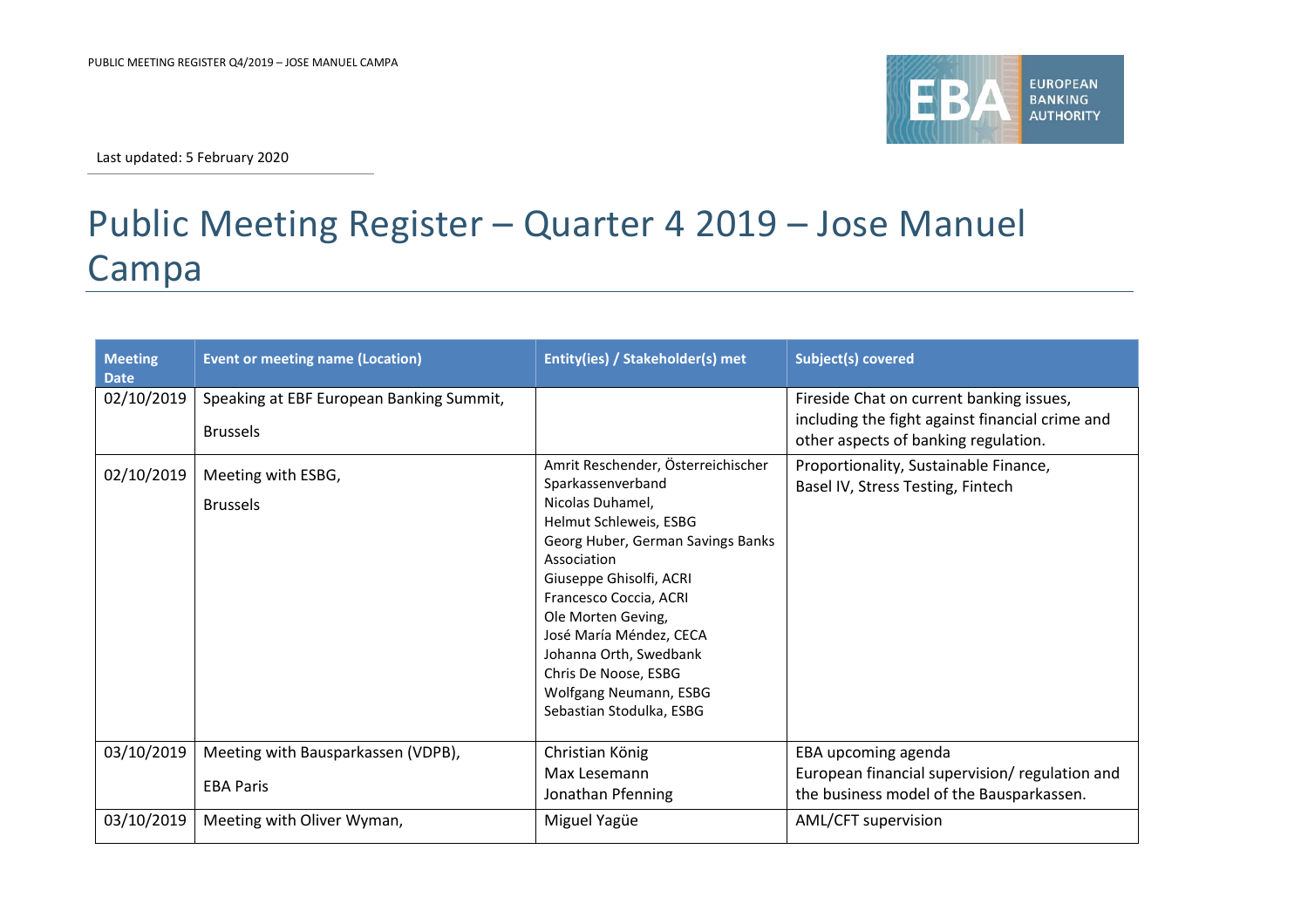Last updated: 5 February 2020

# Public Meeting Register – Quarter 4 2019 – Jose Manuel Campa

| Meeting Date | Event or meeting name (Location) | Entity(ies) / Stakeholder(s) met | Subject(s) covered |
|---|---|---|---|
| 02/10/2019 | Speaking at EBF European Banking Summit, Brussels | | Fireside Chat on current banking issues, including the fight against financial crime and other aspects of banking regulation. |
| 02/10/2019 | Meeting with ESBG, Brussels | Amrit Reschender, Österreichischer Sparkassenverband<br>Nicolas Duhamel,<br>Helmut Schleweis, ESBG<br>Georg Huber, German Savings Banks Association<br>Giuseppe Ghisolfi, ACRI<br>Francesco Coccia, ACRI<br>Ole Morten Geving,<br>José María Méndez, CECA<br>Johanna Orth, Swedbank<br>Chris De Noose, ESBG<br>Wolfgang Neumann, ESBG<br>Sebastian Stodulka, ESBG | Proportionality, Sustainable Finance, Basel IV, Stress Testing, Fintech |
| 03/10/2019 | Meeting with Bausparkassen (VDPB), EBA Paris | Christian König<br>Max Lesemann<br>Jonathan Pfenning | EBA upcoming agenda<br>European financial supervision/ regulation and the business model of the Bausparkassen. |
| 03/10/2019 | Meeting with Oliver Wyman, | Miguel Yagüe | AML/CFT supervision |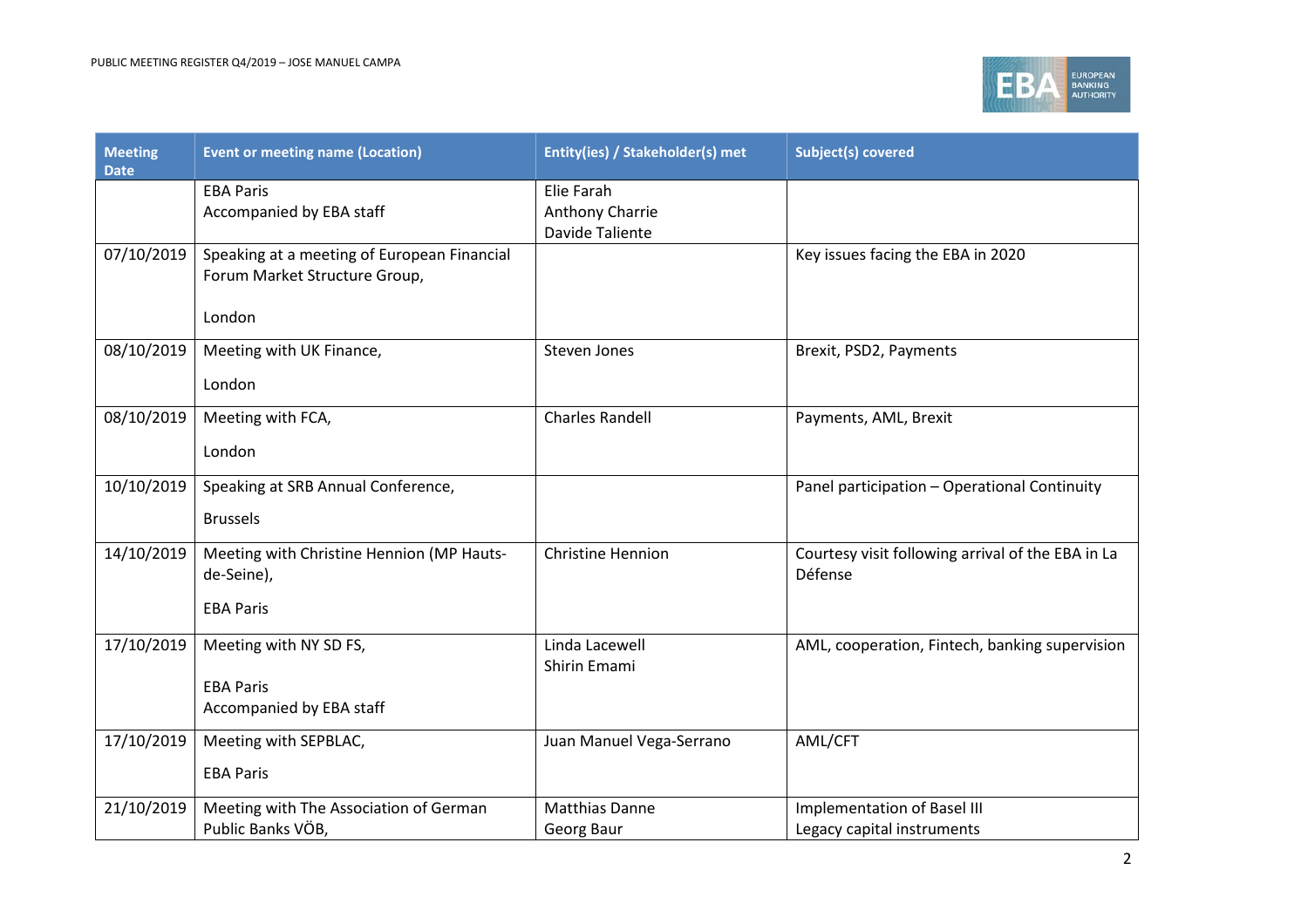| Meeting Date | Event or meeting name (Location) | Entity(ies) / Stakeholder(s) met | Subject(s) covered |
|---|---|---|---|
| | EBA Paris<br>Accompanied by EBA staff | Elie Farah<br>Anthony Charrie<br>Davide Taliente | |
| 07/10/2019 | Speaking at a meeting of European Financial Forum Market Structure Group,<br><br>London | | Key issues facing the EBA in 2020 |
| 08/10/2019 | Meeting with UK Finance,<br><br>London | Steven Jones | Brexit, PSD2, Payments |
| 08/10/2019 | Meeting with FCA,<br><br>London | Charles Randell | Payments, AML, Brexit |
| 10/10/2019 | Speaking at SRB Annual Conference,<br><br>Brussels | | Panel participation – Operational Continuity |
| 14/10/2019 | Meeting with Christine Hennion (MP Hauts-de-Seine),<br><br>EBA Paris | Christine Hennion | Courtesy visit following arrival of the EBA in La Défense |
| 17/10/2019 | Meeting with NY SD FS,<br><br>EBA Paris<br>Accompanied by EBA staff | Linda Lacewell<br>Shirin Emami | AML, cooperation, Fintech, banking supervision |
| 17/10/2019 | Meeting with SEPBLAC,<br><br>EBA Paris | Juan Manuel Vega-Serrano | AML/CFT |
| 21/10/2019 | Meeting with The Association of German Public Banks VÖB, | Matthias Danne<br>Georg Baur | Implementation of Basel III<br>Legacy capital instruments |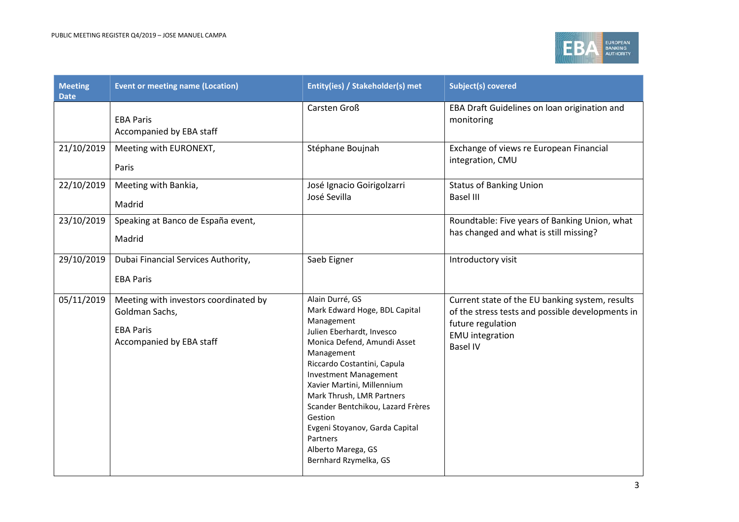| Meeting Date | Event or meeting name (Location) | Entity(ies) / Stakeholder(s) met | Subject(s) covered |
|---|---|---|---|
| | EBA Paris<br>Accompanied by EBA staff | Carsten Groß | EBA Draft Guidelines on loan origination and monitoring |
| 21/10/2019 | Meeting with EURONEXT,<br>Paris | Stéphane Boujnah | Exchange of views re European Financial integration, CMU |
| 22/10/2019 | Meeting with Bankia,<br>Madrid | José Ignacio Goirigolzarri<br>José Sevilla | Status of Banking Union<br>Basel III |
| 23/10/2019 | Speaking at Banco de España event,<br>Madrid | | Roundtable: Five years of Banking Union, what has changed and what is still missing? |
| 29/10/2019 | Dubai Financial Services Authority,<br>EBA Paris | Saeb Eigner | Introductory visit |
| 05/11/2019 | Meeting with investors coordinated by Goldman Sachs,<br>EBA Paris<br>Accompanied by EBA staff | Alain Durré, GS<br>Mark Edward Hoge, BDL Capital Management<br>Julien Eberhardt, Invesco<br>Monica Defend, Amundi Asset Management<br>Riccardo Costantini, Capula Investment Management<br>Xavier Martini, Millennium<br>Mark Thrush, LMR Partners<br>Scander Bentchikou, Lazard Frères Gestion<br>Evgeni Stoyanov, Garda Capital Partners<br>Alberto Marega, GS<br>Bernhard Rzymelka, GS | Current state of the EU banking system, results of the stress tests and possible developments in future regulation<br>EMU integration<br>Basel IV |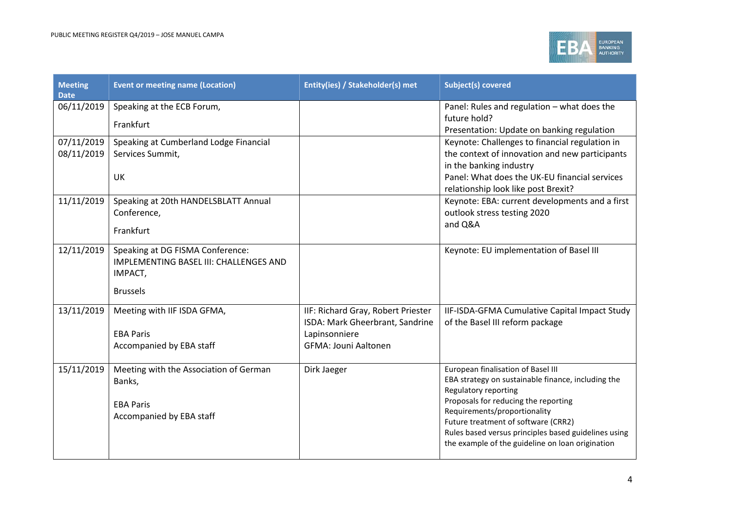| Meeting Date | Event or meeting name (Location) | Entity(ies) / Stakeholder(s) met | Subject(s) covered |
|---|---|---|---|
| 06/11/2019 | Speaking at the ECB Forum,<br><br>Frankfurt | | Panel: Rules and regulation – what does the future hold?<br>Presentation: Update on banking regulation |
| 07/11/2019<br>08/11/2019 | Speaking at Cumberland Lodge Financial Services Summit,<br><br>UK | | Keynote: Challenges to financial regulation in the context of innovation and new participants in the banking industry<br>Panel: What does the UK-EU financial services relationship look like post Brexit? |
| 11/11/2019 | Speaking at 20th HANDELSBLATT Annual Conference,<br><br>Frankfurt | | Keynote: EBA: current developments and a first outlook stress testing 2020<br>and Q&A |
| 12/11/2019 | Speaking at DG FISMA Conference: IMPLEMENTING BASEL III: CHALLENGES AND IMPACT,<br><br>Brussels | | Keynote: EU implementation of Basel III |
| 13/11/2019 | Meeting with IIF ISDA GFMA,<br><br>EBA Paris<br>Accompanied by EBA staff | IIF: Richard Gray, Robert Priester<br>ISDA: Mark Gheerbrant, Sandrine Lapinsonniere<br>GFMA: Jouni Aaltonen | IIF-ISDA-GFMA Cumulative Capital Impact Study of the Basel III reform package |
| 15/11/2019 | Meeting with the Association of German Banks,<br><br>EBA Paris<br>Accompanied by EBA staff | Dirk Jaeger | European finalisation of Basel III<br>EBA strategy on sustainable finance, including the Regulatory reporting<br>Proposals for reducing the reporting Requirements/proportionality<br>Future treatment of software (CRR2)<br>Rules based versus principles based guidelines using the example of the guideline on loan origination |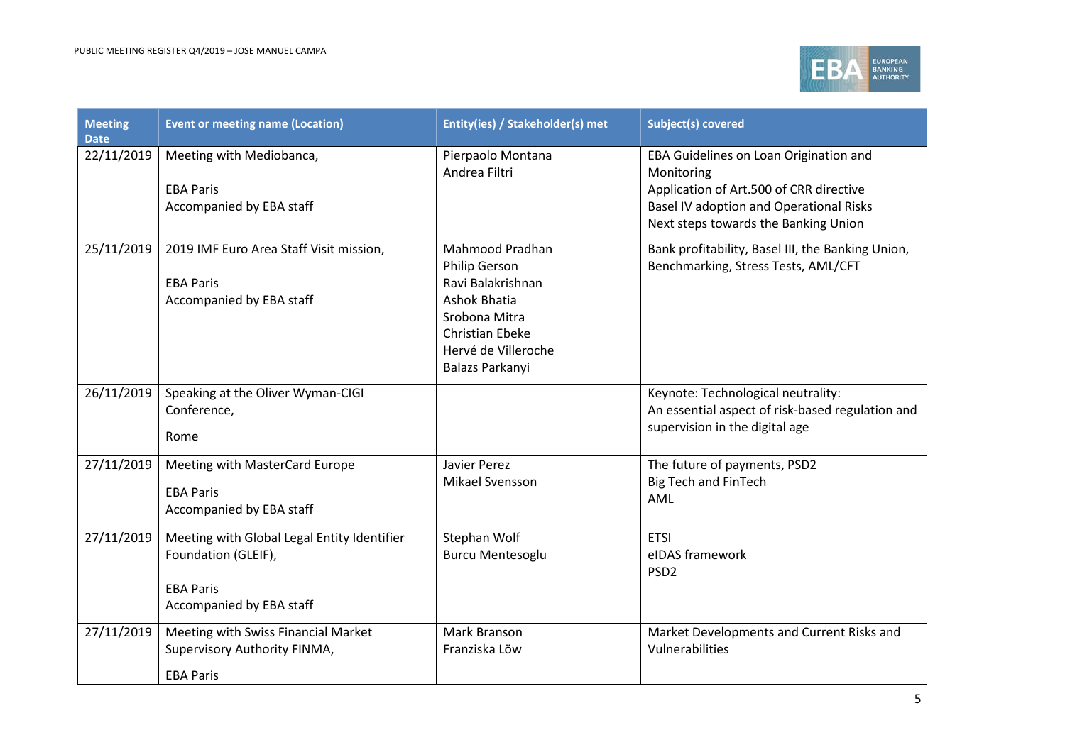| Meeting Date | Event or meeting name (Location) | Entity(ies) / Stakeholder(s) met | Subject(s) covered |
|---|---|---|---|
| 22/11/2019 | Meeting with Mediobanca,<br><br>EBA Paris<br>Accompanied by EBA staff | Pierpaolo Montana<br>Andrea Filtri | EBA Guidelines on Loan Origination and Monitoring<br>Application of Art.500 of CRR directive<br>Basel IV adoption and Operational Risks<br>Next steps towards the Banking Union |
| 25/11/2019 | 2019 IMF Euro Area Staff Visit mission,<br><br>EBA Paris<br>Accompanied by EBA staff | Mahmood Pradhan<br>Philip Gerson<br>Ravi Balakrishnan<br>Ashok Bhatia<br>Srobona Mitra<br>Christian Ebeke<br>Hervé de Villeroche<br>Balazs Parkanyi | Bank profitability, Basel III, the Banking Union, Benchmarking, Stress Tests, AML/CFT |
| 26/11/2019 | Speaking at the Oliver Wyman-CIGI Conference,<br><br>Rome | | Keynote: Technological neutrality:<br>An essential aspect of risk-based regulation and supervision in the digital age |
| 27/11/2019 | Meeting with MasterCard Europe<br><br>EBA Paris<br>Accompanied by EBA staff | Javier Perez<br>Mikael Svensson | The future of payments, PSD2<br>Big Tech and FinTech<br>AML |
| 27/11/2019 | Meeting with Global Legal Entity Identifier Foundation (GLEIF),<br><br>EBA Paris<br>Accompanied by EBA staff | Stephan Wolf<br>Burcu Mentesoglu | ETSI<br>eIDAS framework<br>PSD2 |
| 27/11/2019 | Meeting with Swiss Financial Market Supervisory Authority FINMA,<br><br>EBA Paris | Mark Branson<br>Franziska Löw | Market Developments and Current Risks and Vulnerabilities |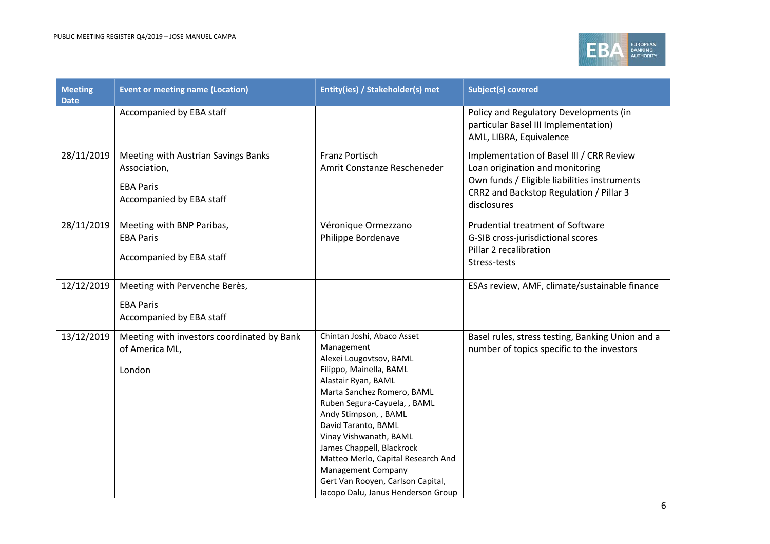| Meeting Date | Event or meeting name (Location) | Entity(ies) / Stakeholder(s) met | Subject(s) covered |
|---|---|---|---|
| | Accompanied by EBA staff | | Policy and Regulatory Developments (in particular Basel III Implementation)<br>AML, LIBRA, Equivalence |
| 28/11/2019 | Meeting with Austrian Savings Banks Association,<br>EBA Paris<br>Accompanied by EBA staff | Franz Portisch<br>Amrit Constanze Rescheneder | Implementation of Basel III / CRR Review<br>Loan origination and monitoring<br>Own funds / Eligible liabilities instruments<br>CRR2 and Backstop Regulation / Pillar 3 disclosures |
| 28/11/2019 | Meeting with BNP Paribas,<br>EBA Paris<br>Accompanied by EBA staff | Véronique Ormezzano<br>Philippe Bordenave | Prudential treatment of Software<br>G-SIB cross-jurisdictional scores<br>Pillar 2 recalibration<br>Stress-tests |
| 12/12/2019 | Meeting with Pervenche Berès,<br>EBA Paris<br>Accompanied by EBA staff | | ESAs review, AMF, climate/sustainable finance |
| 13/12/2019 | Meeting with investors coordinated by Bank of America ML,<br>London | Chintan Joshi, Abaco Asset Management<br>Alexei Lougovtsov, BAML<br>Filippo, Mainella, BAML<br>Alastair Ryan, BAML<br>Marta Sanchez Romero, BAML<br>Ruben Segura-Cayuela, , BAML<br>Andy Stimpson, , BAML<br>David Taranto, BAML<br>Vinay Vishwanath, BAML<br>James Chappell, Blackrock<br>Matteo Merlo, Capital Research And Management Company<br>Gert Van Rooyen, Carlson Capital,<br>Iacopo Dalu, Janus Henderson Group | Basel rules, stress testing, Banking Union and a number of topics specific to the investors |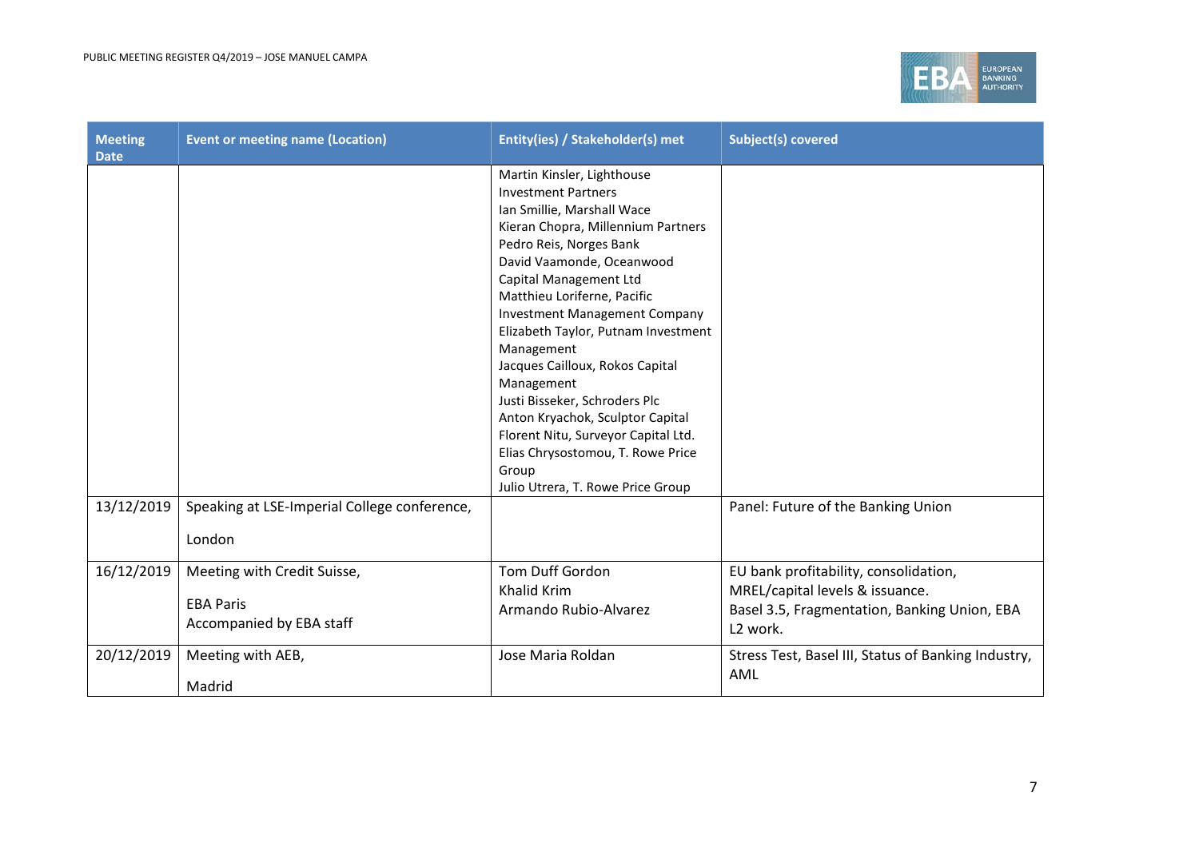| Meeting Date | Event or meeting name (Location) | Entity(ies) / Stakeholder(s) met | Subject(s) covered |
|---|---|---|---|
| | | Martin Kinsler, Lighthouse Investment Partners<br>Ian Smillie, Marshall Wace<br>Kieran Chopra, Millennium Partners<br>Pedro Reis, Norges Bank<br>David Vaamonde, Oceanwood Capital Management Ltd<br>Matthieu Loriferne, Pacific Investment Management Company<br>Elizabeth Taylor, Putnam Investment Management<br>Jacques Cailloux, Rokos Capital Management<br>Justi Bisseker, Schroders Plc<br>Anton Kryachok, Sculptor Capital<br>Florent Nitu, Surveyor Capital Ltd.<br>Elias Chrysostomou, T. Rowe Price Group<br>Julio Utrera, T. Rowe Price Group | |
| 13/12/2019 | Speaking at LSE-Imperial College conference,<br><br>London | | Panel: Future of the Banking Union |
| 16/12/2019 | Meeting with Credit Suisse,<br><br>EBA Paris<br>Accompanied by EBA staff | Tom Duff Gordon<br>Khalid Krim<br>Armando Rubio-Alvarez | EU bank profitability, consolidation, MREL/capital levels & issuance.<br>Basel 3.5, Fragmentation, Banking Union, EBA L2 work. |
| 20/12/2019 | Meeting with AEB,<br><br>Madrid | Jose Maria Roldan | Stress Test, Basel III, Status of Banking Industry, AML |